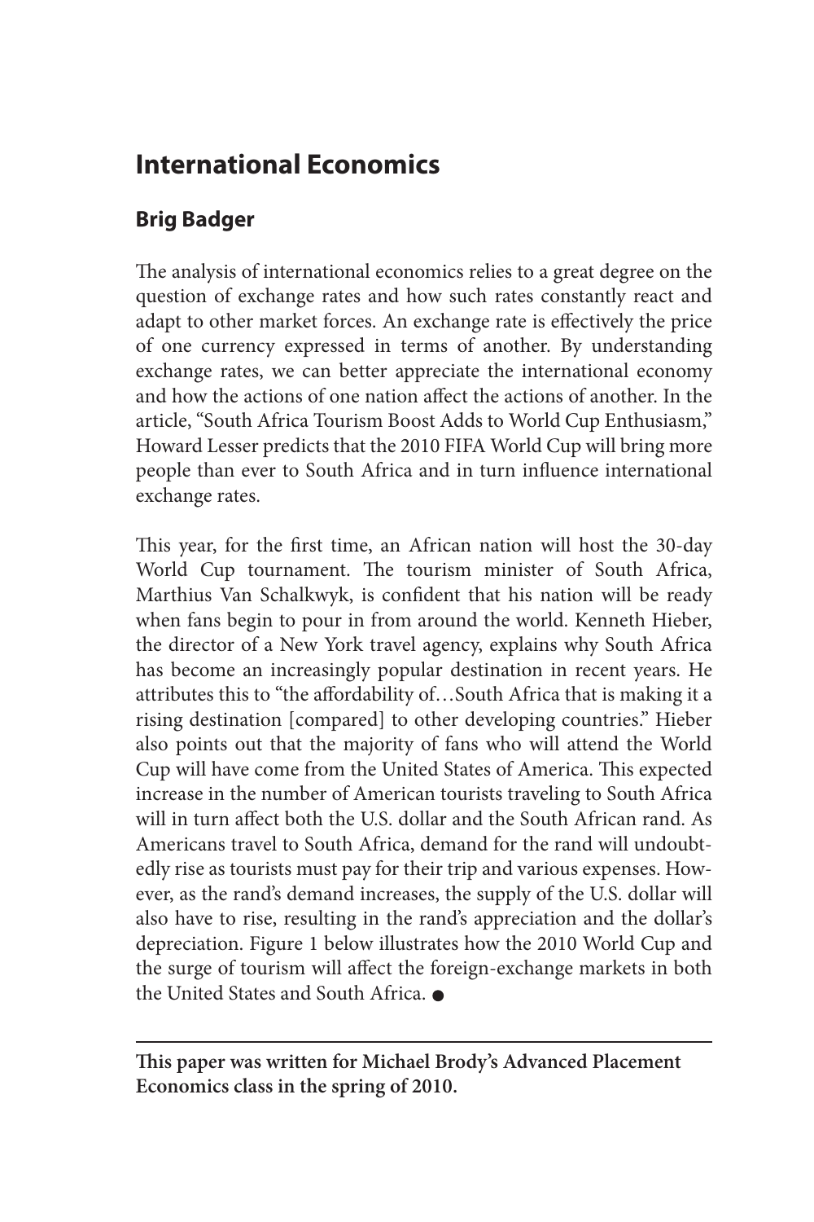# International Economics

## Brig Badger

The analysis of international economics relies to a great degree on the question of exchange rates and how such rates constantly react and adapt to other market forces. An exchange rate is effectively the price of one currency expressed in terms of another. By understanding exchange rates, we can better appreciate the international economy and how the actions of one nation affect the actions of another. In the article, "South Africa Tourism Boost Adds to World Cup Enthusiasm," Howard Lesser predicts that the 2010 FIFA World Cup will bring more people than ever to South Africa and in turn influence international exchange rates.

This year, for the first time, an African nation will host the 30-day World Cup tournament. The tourism minister of South Africa, Marthius Van Schalkwyk, is confident that his nation will be ready when fans begin to pour in from around the world. Kenneth Hieber, the director of a New York travel agency, explains why South Africa has become an increasingly popular destination in recent years. He attributes this to "the affordability of…South Africa that is making it a rising destination [compared] to other developing countries." Hieber also points out that the majority of fans who will attend the World Cup will have come from the United States of America. This expected increase in the number of American tourists traveling to South Africa will in turn affect both the U.S. dollar and the South African rand. As Americans travel to South Africa, demand for the rand will undoubtedly rise as tourists must pay for their trip and various expenses. However, as the rand's demand increases, the supply of the U.S. dollar will also have to rise, resulting in the rand's appreciation and the dollar's depreciation. Figure 1 below illustrates how the 2010 World Cup and the surge of tourism will affect the foreign-exchange markets in both the United States and South Africa. ●

---

**This paper was written for Michael Brody's Advanced Placement Economics class in the spring of 2010.**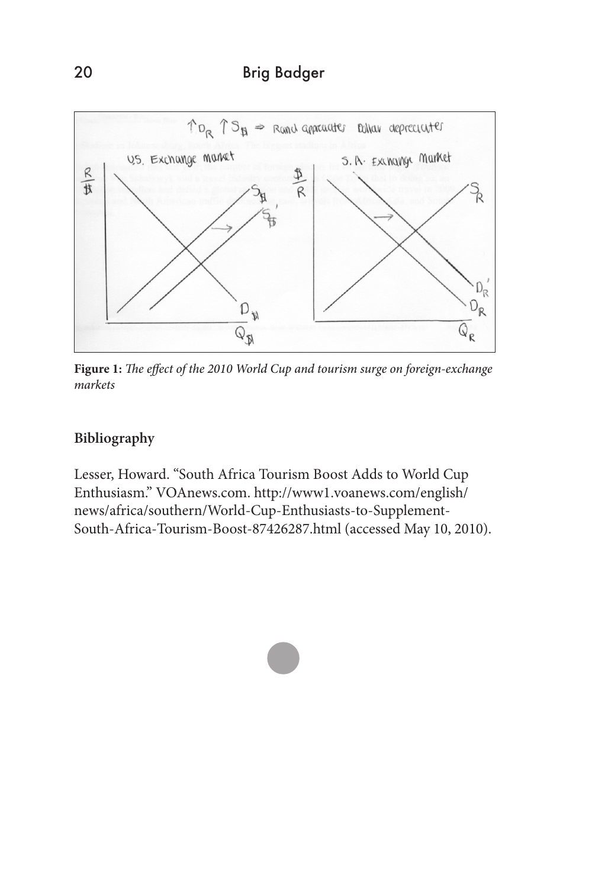↑$D_R$ ↑$S_\$$ ⇒ Rand appreciates Dollar depreciates

U.S. Exchange Market

R/\$

$S_\$$

$S_\$'$

$D_\$$

$Q_\$$

S.A. Exchange Market

\$/R

$S_R$

$D_R'$

$D_R$

$Q_R$

**Figure 1:** *The effect of the 2010 World Cup and tourism surge on foreign-exchange markets*

**Bibliography**

Lesser, Howard. "South Africa Tourism Boost Adds to World Cup Enthusiasm." VOAnews.com. http://www1.voanews.com/english/news/africa/southern/World-Cup-Enthusiasts-to-Supplement-South-Africa-Tourism-Boost-87426287.html (accessed May 10, 2010).